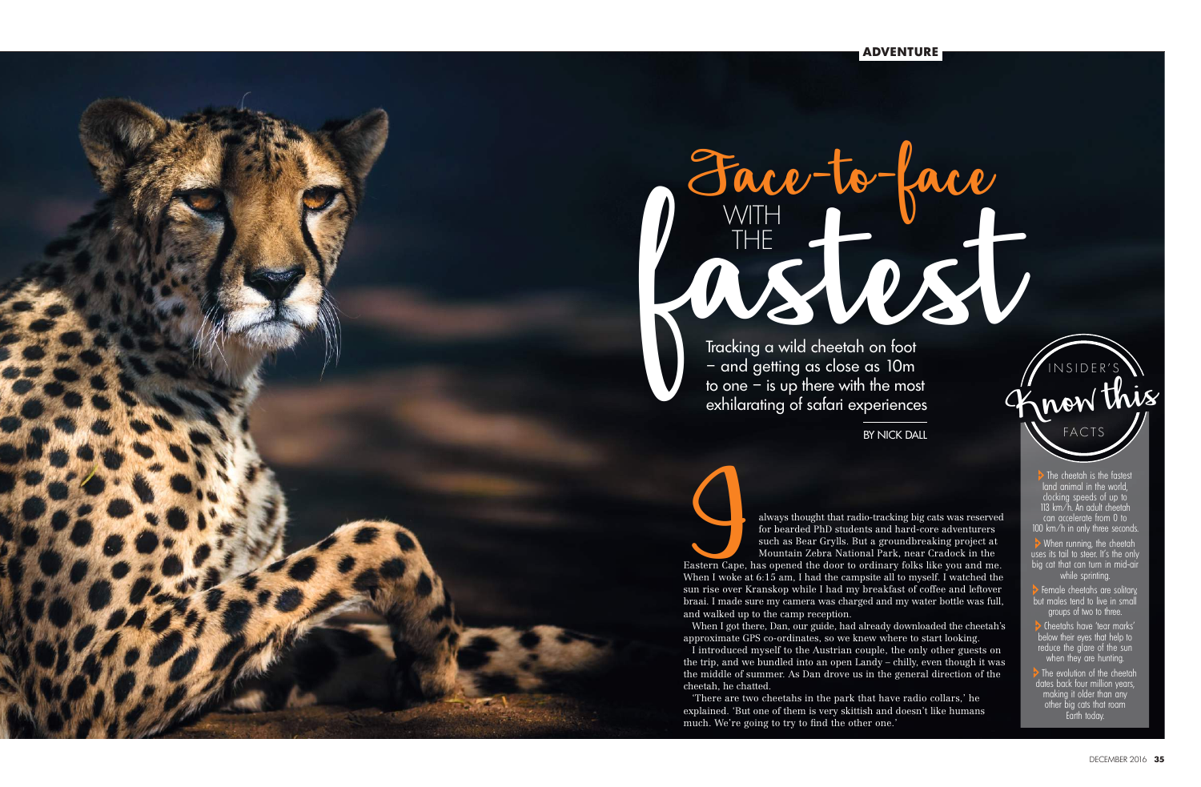ADVENTURE

# Face-to-face WITH THE fastest

Tracking a wild cheetah on foot – and getting as close as 10m to one – is up there with the most exhilarating of safari experiences

BY NICK DALL

I always thought that radio-tracking big cats was reserved for bearded PhD students and hard-core adventurers such as Bear Grylls. But a groundbreaking project at Mountain Zebra National Park, near Cradock in the Eastern Cape, has opened the door to ordinary folks like you and me. When I woke at 6:15 am, I had the campsite all to myself. I watched the sun rise over Kranskop while I had my breakfast of coffee and leftover braai. I made sure my camera was charged and my water bottle was full, and walked up to the camp reception.

When I got there, Dan, our guide, had already downloaded the cheetah's approximate GPS co-ordinates, so we knew where to start looking.

I introduced myself to the Austrian couple, the only other guests on the trip, and we bundled into an open Landy – chilly, even though it was the middle of summer. As Dan drove us in the general direction of the cheetah, he chatted.

'There are two cheetahs in the park that have radio collars,' he explained. 'But one of them is very skittish and doesn't like humans much. We're going to try to find the other one.'

## INSIDER'S Know this FACTS

- The cheetah is the fastest land animal in the world, clocking speeds of up to 113 km/h. An adult cheetah can accelerate from 0 to 100 km/h in only three seconds.
- When running, the cheetah uses its tail to steer. It's the only big cat that can turn in mid-air while sprinting.
- Female cheetahs are solitary, but males tend to live in small groups of two to three.
- Cheetahs have 'tear marks' below their eyes that help to reduce the glare of the sun when they are hunting.
- The evolution of the cheetah dates back four million years, making it older than any other big cats that roam Earth today.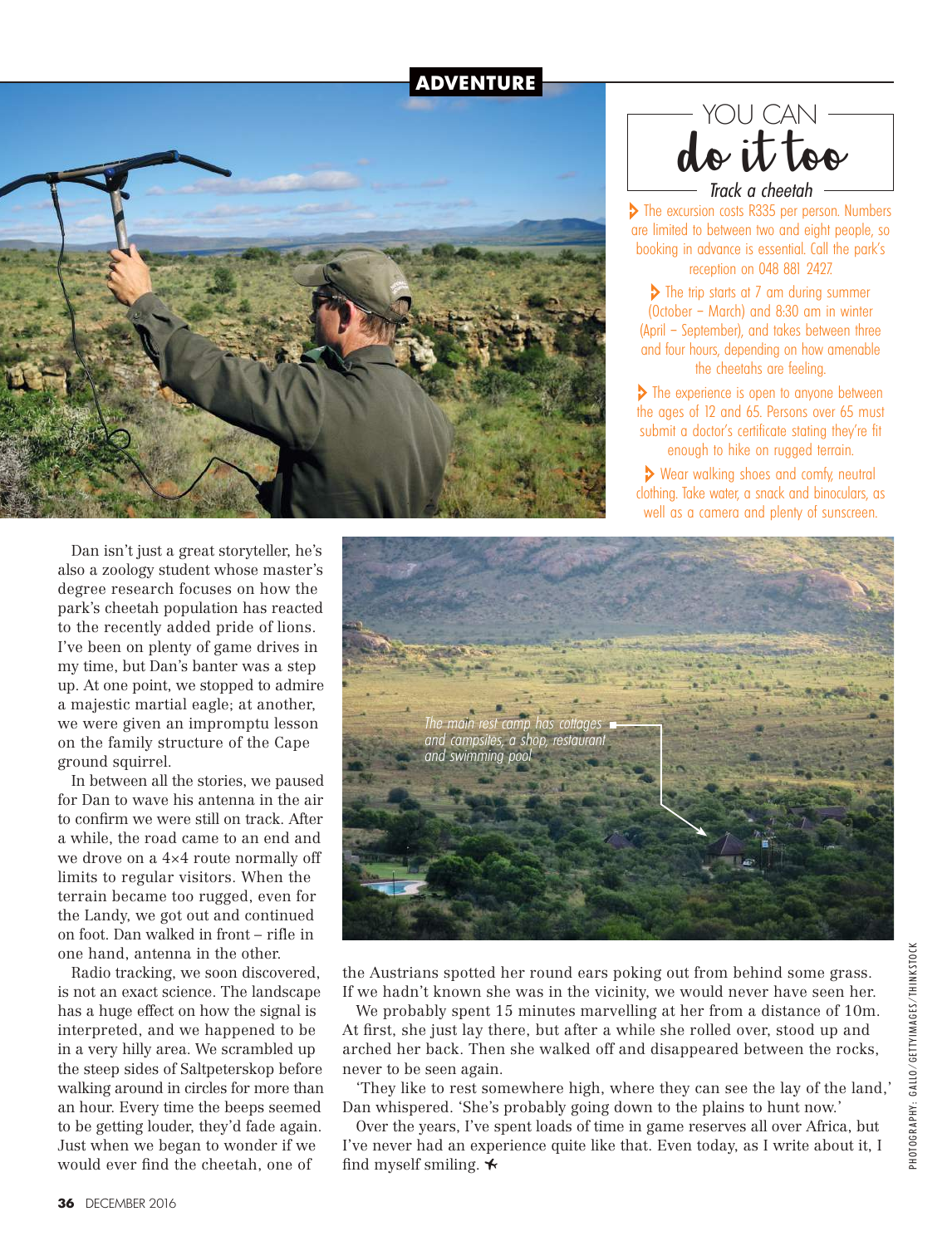## YOU CAN do it too

### Track a cheetah

- The excursion costs R335 per person. Numbers are limited to between two and eight people, so booking in advance is essential. Call the park's reception on 048 881 2427.
- The trip starts at 7 am during summer (October – March) and 8:30 am in winter (April – September), and takes between three and four hours, depending on how amenable the cheetahs are feeling.
- The experience is open to anyone between the ages of 12 and 65. Persons over 65 must submit a doctor's certificate stating they're fit enough to hike on rugged terrain.
- Wear walking shoes and comfy, neutral clothing. Take water, a snack and binoculars, as well as a camera and plenty of sunscreen.

Dan isn't just a great storyteller, he's also a zoology student whose master's degree research focuses on how the park's cheetah population has reacted to the recently added pride of lions. I've been on plenty of game drives in my time, but Dan's banter was a step up. At one point, we stopped to admire a majestic martial eagle; at another, we were given an impromptu lesson on the family structure of the Cape ground squirrel.

In between all the stories, we paused for Dan to wave his antenna in the air to confirm we were still on track. After a while, the road came to an end and we drove on a 4×4 route normally off limits to regular visitors. When the terrain became too rugged, even for the Landy, we got out and continued on foot. Dan walked in front – rifle in one hand, antenna in the other.

Radio tracking, we soon discovered, is not an exact science. The landscape has a huge effect on how the signal is interpreted, and we happened to be in a very hilly area. We scrambled up the steep sides of Saltpeterskop before walking around in circles for more than an hour. Every time the beeps seemed to be getting louder, they'd fade again. Just when we began to wonder if we would ever find the cheetah, one of the Austrians spotted her round ears poking out from behind some grass. If we hadn't known she was in the vicinity, we would never have seen her.

*The main rest camp has cottages and campsites, a shop, restaurant and swimming pool*

We probably spent 15 minutes marvelling at her from a distance of 10m. At first, she just lay there, but after a while she rolled over, stood up and arched her back. Then she walked off and disappeared between the rocks, never to be seen again.

'They like to rest somewhere high, where they can see the lay of the land,' Dan whispered. 'She's probably going down to the plains to hunt now.'

Over the years, I've spent loads of time in game reserves all over Africa, but I've never had an experience quite like that. Even today, as I write about it, I find myself smiling.

PHOTOGRAPHY: GALLO/GETTYIMAGES/THINKSTOCK